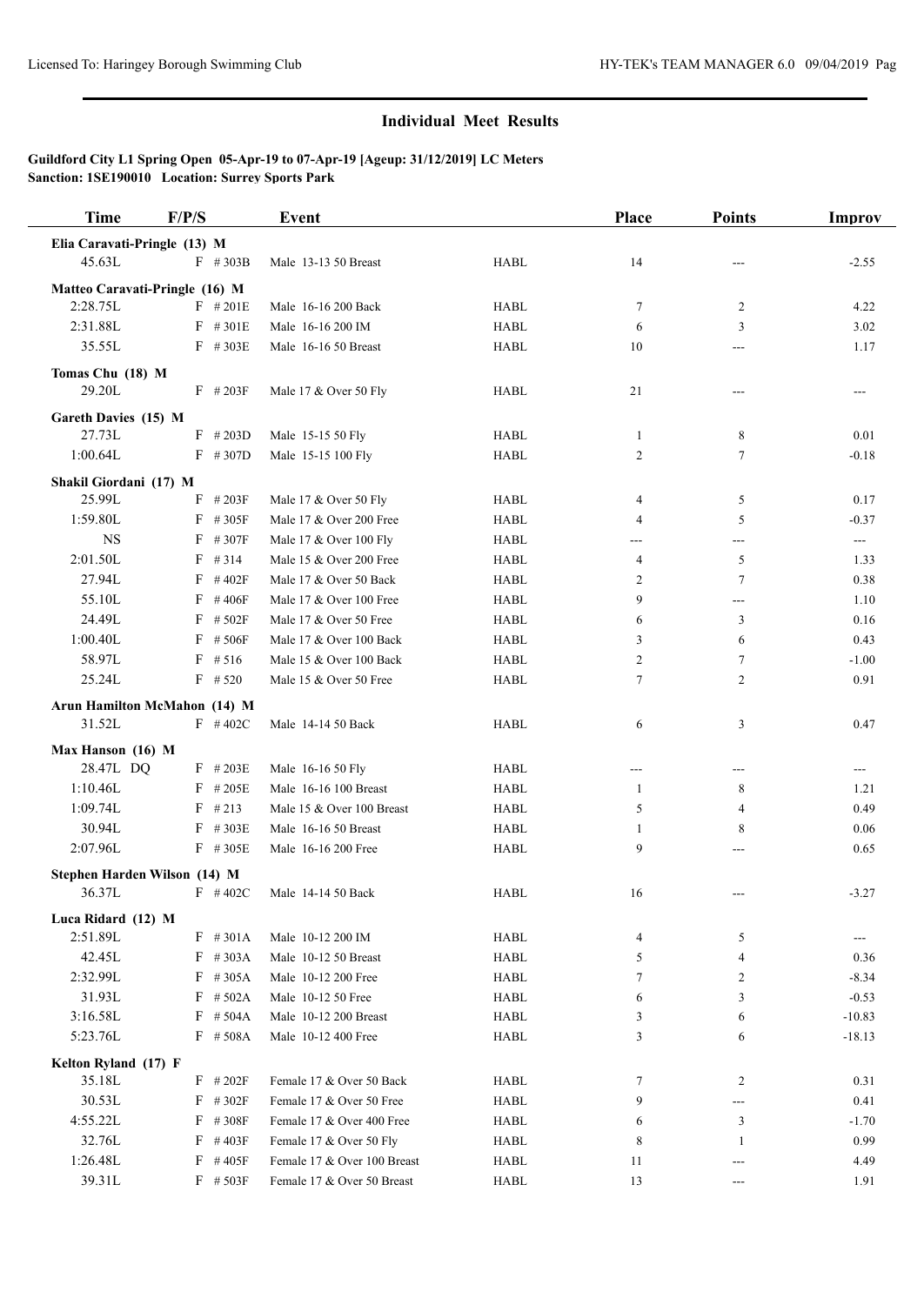## Individual Meet Results

**Guildford City L1 Spring Open 05-Apr-19 to 07-Apr-19 [Ageup: 31/12/2019] LC Meters**
**Sanction: 1SE190010 Location: Surrey Sports Park**

| Time | F/P/S | Event | | Place | Points | Improv |
|---|---|---|---|---|---|---|
| **Elia Caravati-Pringle (13) M** | | | | | | |
| 45.63L | F #303B | Male 13-13 50 Breast | HABL | 14 | --- | -2.55 |
| **Matteo Caravati-Pringle (16) M** | | | | | | |
| 2:28.75L | F #201E | Male 16-16 200 Back | HABL | 7 | 2 | 4.22 |
| 2:31.88L | F #301E | Male 16-16 200 IM | HABL | 6 | 3 | 3.02 |
| 35.55L | F #303E | Male 16-16 50 Breast | HABL | 10 | --- | 1.17 |
| **Tomas Chu (18) M** | | | | | | |
| 29.20L | F #203F | Male 17 & Over 50 Fly | HABL | 21 | --- | --- |
| **Gareth Davies (15) M** | | | | | | |
| 27.73L | F #203D | Male 15-15 50 Fly | HABL | 1 | 8 | 0.01 |
| 1:00.64L | F #307D | Male 15-15 100 Fly | HABL | 2 | 7 | -0.18 |
| **Shakil Giordani (17) M** | | | | | | |
| 25.99L | F #203F | Male 17 & Over 50 Fly | HABL | 4 | 5 | 0.17 |
| 1:59.80L | F #305F | Male 17 & Over 200 Free | HABL | 4 | 5 | -0.37 |
| NS | F #307F | Male 17 & Over 100 Fly | HABL | --- | --- | --- |
| 2:01.50L | F #314 | Male 15 & Over 200 Free | HABL | 4 | 5 | 1.33 |
| 27.94L | F #402F | Male 17 & Over 50 Back | HABL | 2 | 7 | 0.38 |
| 55.10L | F #406F | Male 17 & Over 100 Free | HABL | 9 | --- | 1.10 |
| 24.49L | F #502F | Male 17 & Over 50 Free | HABL | 6 | 3 | 0.16 |
| 1:00.40L | F #506F | Male 17 & Over 100 Back | HABL | 3 | 6 | 0.43 |
| 58.97L | F #516 | Male 15 & Over 100 Back | HABL | 2 | 7 | -1.00 |
| 25.24L | F #520 | Male 15 & Over 50 Free | HABL | 7 | 2 | 0.91 |
| **Arun Hamilton McMahon (14) M** | | | | | | |
| 31.52L | F #402C | Male 14-14 50 Back | HABL | 6 | 3 | 0.47 |
| **Max Hanson (16) M** | | | | | | |
| 28.47L DQ | F #203E | Male 16-16 50 Fly | HABL | --- | --- | --- |
| 1:10.46L | F #205E | Male 16-16 100 Breast | HABL | 1 | 8 | 1.21 |
| 1:09.74L | F #213 | Male 15 & Over 100 Breast | HABL | 5 | 4 | 0.49 |
| 30.94L | F #303E | Male 16-16 50 Breast | HABL | 1 | 8 | 0.06 |
| 2:07.96L | F #305E | Male 16-16 200 Free | HABL | 9 | --- | 0.65 |
| **Stephen Harden Wilson (14) M** | | | | | | |
| 36.37L | F #402C | Male 14-14 50 Back | HABL | 16 | --- | -3.27 |
| **Luca Ridard (12) M** | | | | | | |
| 2:51.89L | F #301A | Male 10-12 200 IM | HABL | 4 | 5 | --- |
| 42.45L | F #303A | Male 10-12 50 Breast | HABL | 5 | 4 | 0.36 |
| 2:32.99L | F #305A | Male 10-12 200 Free | HABL | 7 | 2 | -8.34 |
| 31.93L | F #502A | Male 10-12 50 Free | HABL | 6 | 3 | -0.53 |
| 3:16.58L | F #504A | Male 10-12 200 Breast | HABL | 3 | 6 | -10.83 |
| 5:23.76L | F #508A | Male 10-12 400 Free | HABL | 3 | 6 | -18.13 |
| **Kelton Ryland (17) F** | | | | | | |
| 35.18L | F #202F | Female 17 & Over 50 Back | HABL | 7 | 2 | 0.31 |
| 30.53L | F #302F | Female 17 & Over 50 Free | HABL | 9 | --- | 0.41 |
| 4:55.22L | F #308F | Female 17 & Over 400 Free | HABL | 6 | 3 | -1.70 |
| 32.76L | F #403F | Female 17 & Over 50 Fly | HABL | 8 | 1 | 0.99 |
| 1:26.48L | F #405F | Female 17 & Over 100 Breast | HABL | 11 | --- | 4.49 |
| 39.31L | F #503F | Female 17 & Over 50 Breast | HABL | 13 | --- | 1.91 |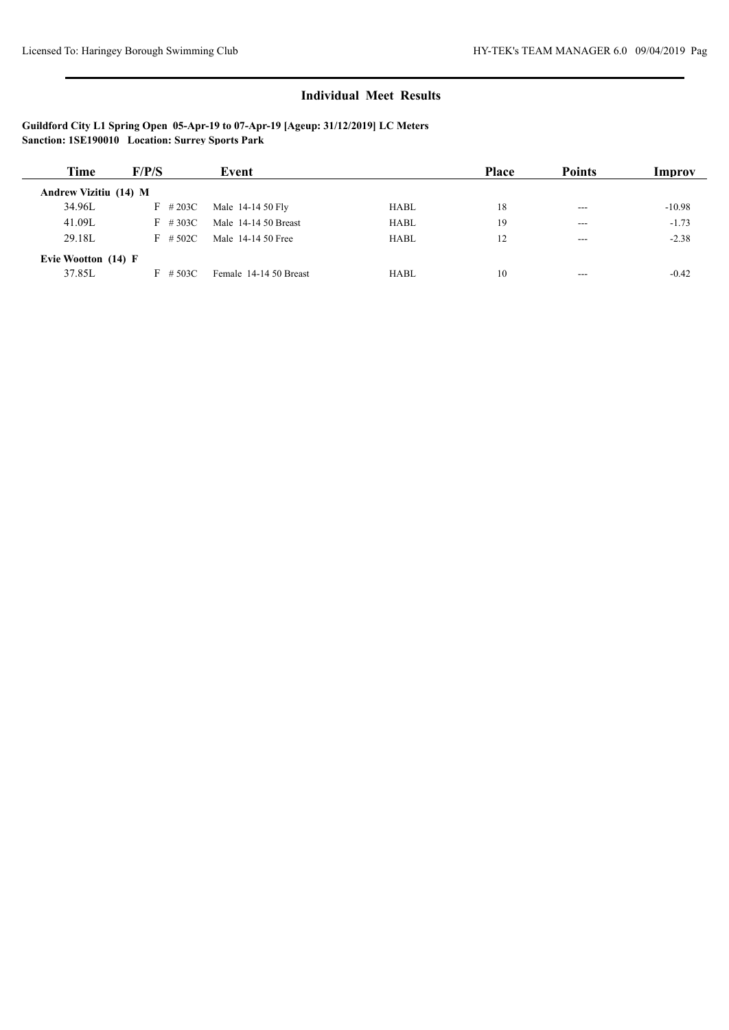## Individual Meet Results

**Guildford City L1 Spring Open 05-Apr-19 to 07-Apr-19 [Ageup: 31/12/2019] LC Meters**
**Sanction: 1SE190010 Location: Surrey Sports Park**

| Time | F/P/S | Event | | Place | Points | Improv |
|---|---|---|---|---|---|---|
| **Andrew Vizitiu (14) M** | | | | | | |
| 34.96L | F # 203C | Male 14-14 50 Fly | HABL | 18 | --- | -10.98 |
| 41.09L | F # 303C | Male 14-14 50 Breast | HABL | 19 | --- | -1.73 |
| 29.18L | F # 502C | Male 14-14 50 Free | HABL | 12 | --- | -2.38 |
| **Evie Wootton (14) F** | | | | | | |
| 37.85L | F # 503C | Female 14-14 50 Breast | HABL | 10 | --- | -0.42 |